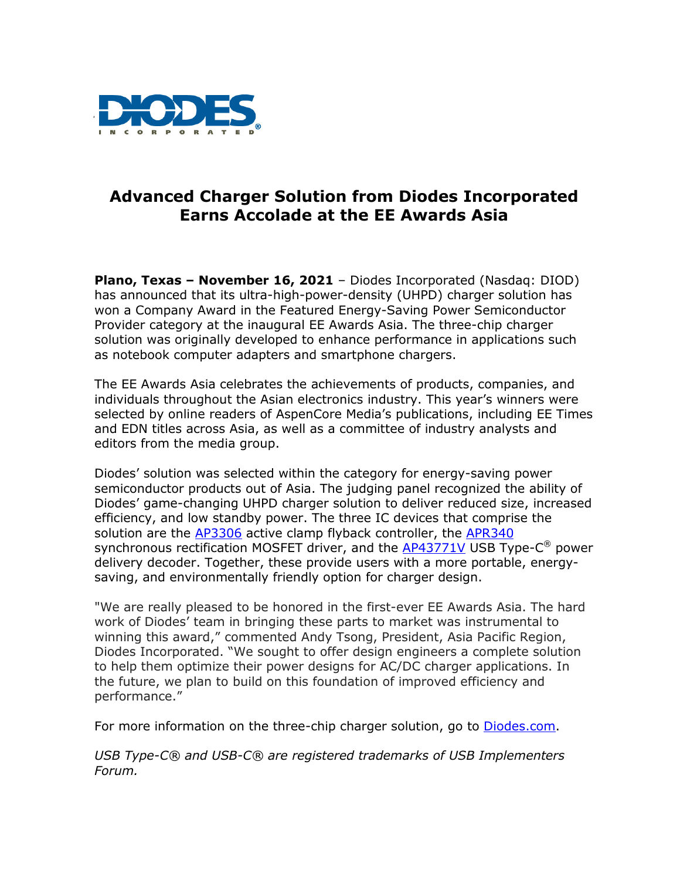DIODES INCORPORATED

# Advanced Charger Solution from Diodes Incorporated Earns Accolade at the EE Awards Asia

**Plano, Texas – November 16, 2021** – Diodes Incorporated (Nasdaq: DIOD) has announced that its ultra-high-power-density (UHPD) charger solution has won a Company Award in the Featured Energy-Saving Power Semiconductor Provider category at the inaugural EE Awards Asia. The three-chip charger solution was originally developed to enhance performance in applications such as notebook computer adapters and smartphone chargers.

The EE Awards Asia celebrates the achievements of products, companies, and individuals throughout the Asian electronics industry. This year's winners were selected by online readers of AspenCore Media's publications, including EE Times and EDN titles across Asia, as well as a committee of industry analysts and editors from the media group.

Diodes' solution was selected within the category for energy-saving power semiconductor products out of Asia. The judging panel recognized the ability of Diodes' game-changing UHPD charger solution to deliver reduced size, increased efficiency, and low standby power. The three IC devices that comprise the solution are the AP3306 active clamp flyback controller, the APR340 synchronous rectification MOSFET driver, and the AP43771V USB Type-C® power delivery decoder. Together, these provide users with a more portable, energy-saving, and environmentally friendly option for charger design.

"We are really pleased to be honored in the first-ever EE Awards Asia. The hard work of Diodes' team in bringing these parts to market was instrumental to winning this award," commented Andy Tsong, President, Asia Pacific Region, Diodes Incorporated. "We sought to offer design engineers a complete solution to help them optimize their power designs for AC/DC charger applications. In the future, we plan to build on this foundation of improved efficiency and performance."

For more information on the three-chip charger solution, go to Diodes.com.

*USB Type-C® and USB-C® are registered trademarks of USB Implementers Forum.*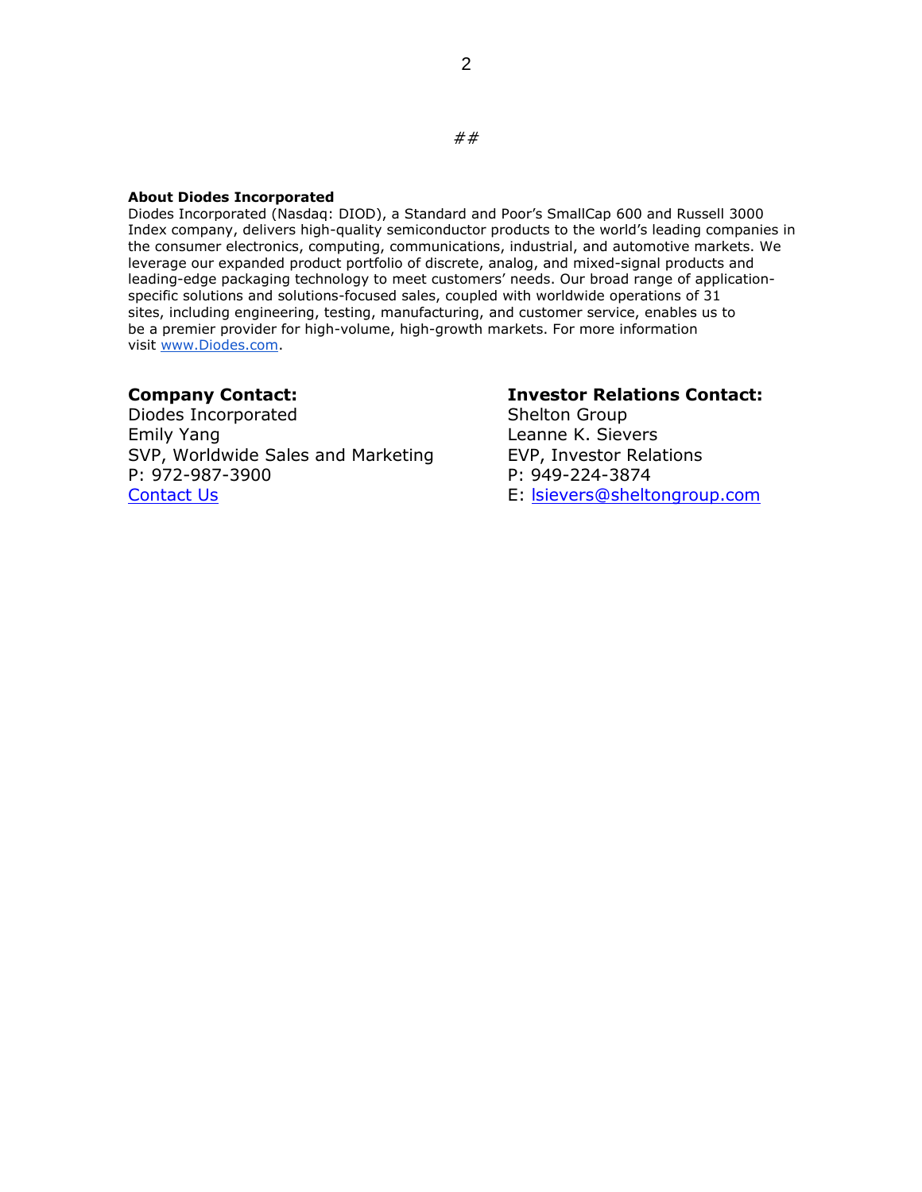##

**About Diodes Incorporated**

Diodes Incorporated (Nasdaq: DIOD), a Standard and Poor's SmallCap 600 and Russell 3000 Index company, delivers high-quality semiconductor products to the world's leading companies in the consumer electronics, computing, communications, industrial, and automotive markets. We leverage our expanded product portfolio of discrete, analog, and mixed-signal products and leading-edge packaging technology to meet customers' needs. Our broad range of application-specific solutions and solutions-focused sales, coupled with worldwide operations of 31 sites, including engineering, testing, manufacturing, and customer service, enables us to be a premier provider for high-volume, high-growth markets. For more information visit [www.Diodes.com](http://www.Diodes.com).

**Company Contact:**
Diodes Incorporated
Emily Yang
SVP, Worldwide Sales and Marketing
P: 972-987-3900
Contact Us

**Investor Relations Contact:**
Shelton Group
Leanne K. Sievers
EVP, Investor Relations
P: 949-224-3874
E: [lsievers@sheltongroup.com](mailto:lsievers@sheltongroup.com)